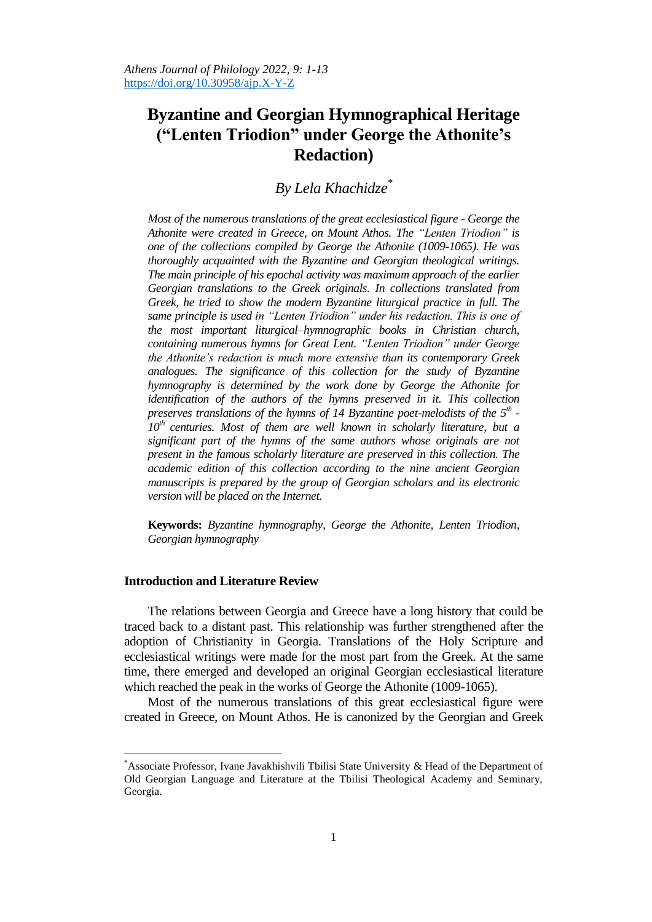# Byzantine and Georgian Hymnographical Heritage ("Lenten Triodion" under George the Athonite's Redaction)

### *By Lela Khachidze*[*]

*Most of the numerous translations of the great ecclesiastical figure - George the Athonite were created in Greece, on Mount Athos. The "Lenten Triodion" is one of the collections compiled by George the Athonite (1009-1065). He was thoroughly acquainted with the Byzantine and Georgian theological writings. The main principle of his epochal activity was maximum approach of the earlier Georgian translations to the Greek originals. In collections translated from Greek, he tried to show the modern Byzantine liturgical practice in full. The same principle is used in "Lenten Triodion" under his redaction. This is one of the most important liturgical–hymnographic books in Christian church, containing numerous hymns for Great Lent. "Lenten Triodion" under George the Athonite's redaction is much more extensive than its contemporary Greek analogues. The significance of this collection for the study of Byzantine hymnography is determined by the work done by George the Athonite for identification of the authors of the hymns preserved in it. This collection preserves translations of the hymns of 14 Byzantine poet-melodists of the 5th - 10th centuries. Most of them are well known in scholarly literature, but a significant part of the hymns of the same authors whose originals are not present in the famous scholarly literature are preserved in this collection. The academic edition of this collection according to the nine ancient Georgian manuscripts is prepared by the group of Georgian scholars and its electronic version will be placed on the Internet.*

**Keywords:** *Byzantine hymnography, George the Athonite, Lenten Triodion, Georgian hymnography*

## Introduction and Literature Review

The relations between Georgia and Greece have a long history that could be traced back to a distant past. This relationship was further strengthened after the adoption of Christianity in Georgia. Translations of the Holy Scripture and ecclesiastical writings were made for the most part from the Greek. At the same time, there emerged and developed an original Georgian ecclesiastical literature which reached the peak in the works of George the Athonite (1009-1065).

Most of the numerous translations of this great ecclesiastical figure were created in Greece, on Mount Athos. He is canonized by the Georgian and Greek

---

[*] Associate Professor, Ivane Javakhishvili Tbilisi State University & Head of the Department of Old Georgian Language and Literature at the Tbilisi Theological Academy and Seminary, Georgia.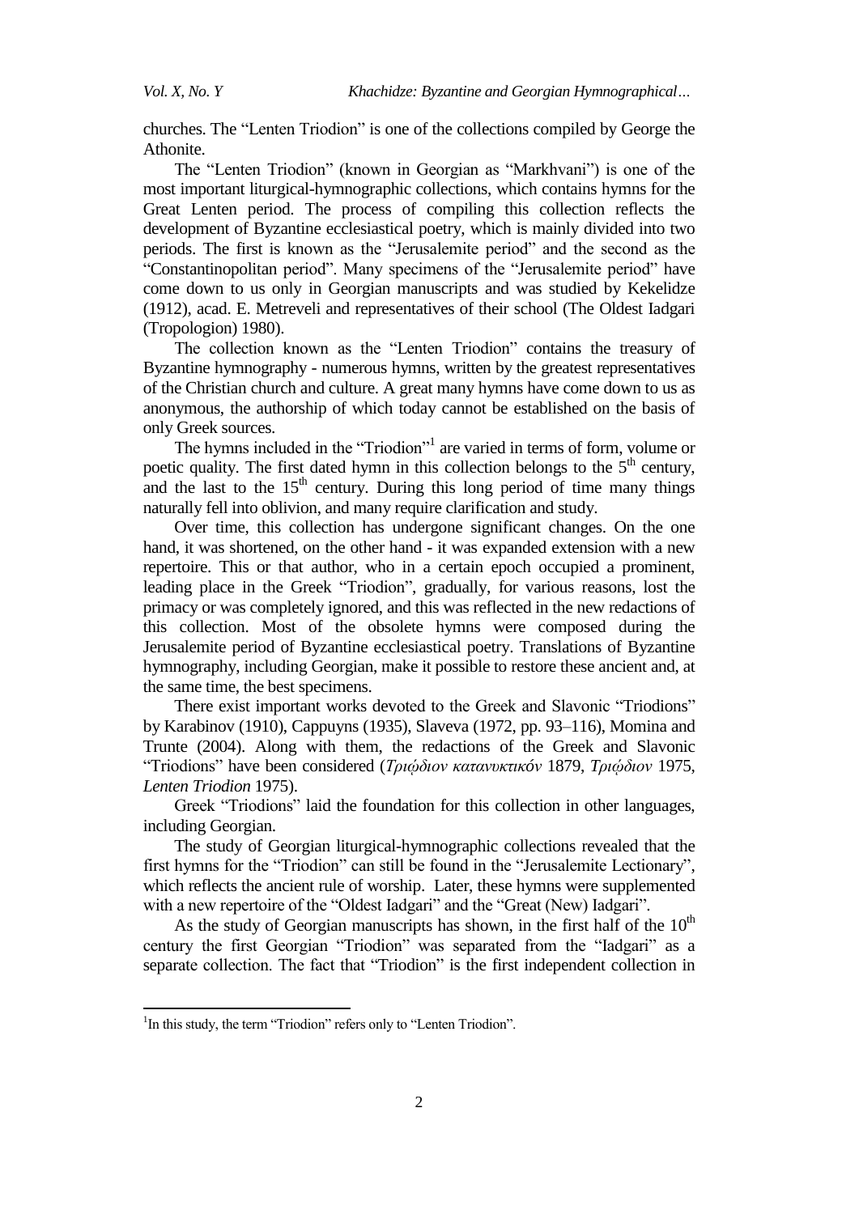churches. The "Lenten Triodion" is one of the collections compiled by George the Athonite.

The "Lenten Triodion" (known in Georgian as "Markhvani") is one of the most important liturgical-hymnographic collections, which contains hymns for the Great Lenten period. The process of compiling this collection reflects the development of Byzantine ecclesiastical poetry, which is mainly divided into two periods. The first is known as the "Jerusalemite period" and the second as the "Constantinopolitan period". Many specimens of the "Jerusalemite period" have come down to us only in Georgian manuscripts and was studied by Kekelidze (1912), acad. E. Metreveli and representatives of their school (The Oldest Iadgari (Tropologion) 1980).

The collection known as the "Lenten Triodion" contains the treasury of Byzantine hymnography - numerous hymns, written by the greatest representatives of the Christian church and culture. A great many hymns have come down to us as anonymous, the authorship of which today cannot be established on the basis of only Greek sources.

The hymns included in the "Triodion"[1] are varied in terms of form, volume or poetic quality. The first dated hymn in this collection belongs to the 5th century, and the last to the 15th century. During this long period of time many things naturally fell into oblivion, and many require clarification and study.

Over time, this collection has undergone significant changes. On the one hand, it was shortened, on the other hand - it was expanded extension with a new repertoire. This or that author, who in a certain epoch occupied a prominent, leading place in the Greek "Triodion", gradually, for various reasons, lost the primacy or was completely ignored, and this was reflected in the new redactions of this collection. Most of the obsolete hymns were composed during the Jerusalemite period of Byzantine ecclesiastical poetry. Translations of Byzantine hymnography, including Georgian, make it possible to restore these ancient and, at the same time, the best specimens.

There exist important works devoted to the Greek and Slavonic "Triodions" by Karabinov (1910), Cappuyns (1935), Slaveva (1972, pp. 93–116), Momina and Trunte (2004). Along with them, the redactions of the Greek and Slavonic "Triodions" have been considered (*Τριῴδιον κατανυκτικόν* 1879, *Τριῴδιον* 1975, *Lenten Triodion* 1975).

Greek "Triodions" laid the foundation for this collection in other languages, including Georgian.

The study of Georgian liturgical-hymnographic collections revealed that the first hymns for the "Triodion" can still be found in the "Jerusalemite Lectionary", which reflects the ancient rule of worship. Later, these hymns were supplemented with a new repertoire of the "Oldest Iadgari" and the "Great (New) Iadgari".

As the study of Georgian manuscripts has shown, in the first half of the 10th century the first Georgian "Triodion" was separated from the "Iadgari" as a separate collection. The fact that "Triodion" is the first independent collection in

[1] In this study, the term "Triodion" refers only to "Lenten Triodion".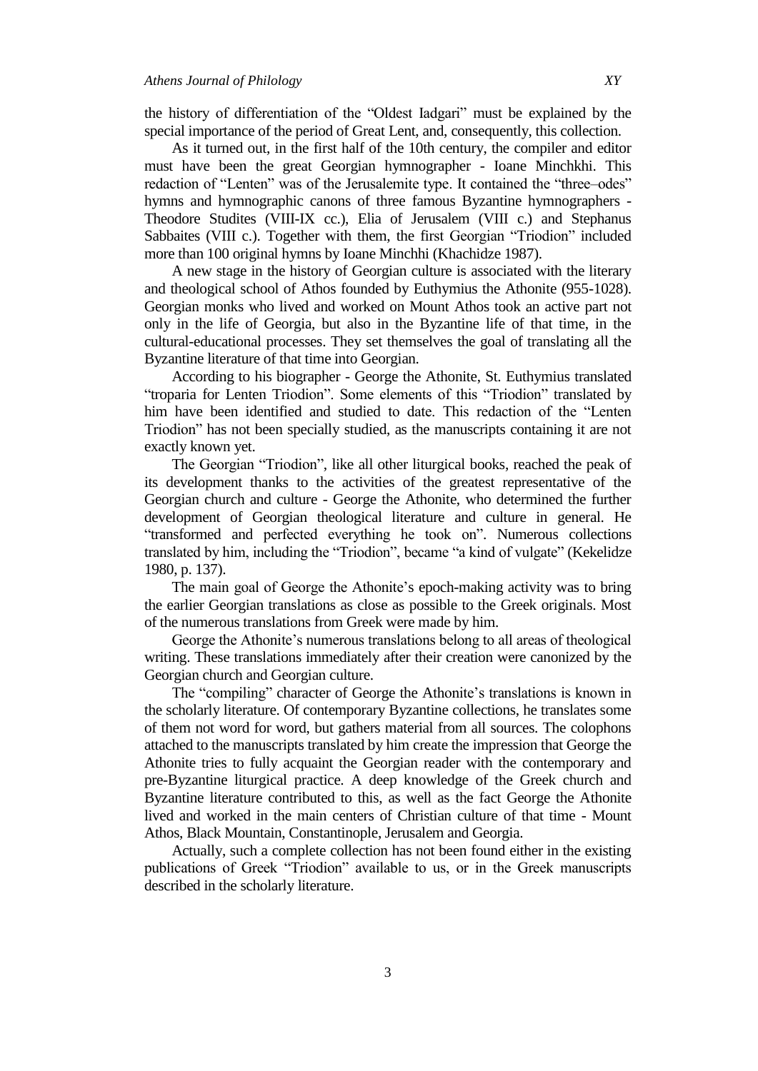the history of differentiation of the “Oldest Iadgari” must be explained by the special importance of the period of Great Lent, and, consequently, this collection.

As it turned out, in the first half of the 10th century, the compiler and editor must have been the great Georgian hymnographer - Ioane Minchkhi. This redaction of “Lenten” was of the Jerusalemite type. It contained the “three–odes” hymns and hymnographic canons of three famous Byzantine hymnographers - Theodore Studites (VIII-IX cc.), Elia of Jerusalem (VIII c.) and Stephanus Sabbaites (VIII c.). Together with them, the first Georgian “Triodion” included more than 100 original hymns by Ioane Minchhi (Khachidze 1987).

A new stage in the history of Georgian culture is associated with the literary and theological school of Athos founded by Euthymius the Athonite (955-1028). Georgian monks who lived and worked on Mount Athos took an active part not only in the life of Georgia, but also in the Byzantine life of that time, in the cultural-educational processes. They set themselves the goal of translating all the Byzantine literature of that time into Georgian.

According to his biographer - George the Athonite, St. Euthymius translated “troparia for Lenten Triodion”. Some elements of this “Triodion” translated by him have been identified and studied to date. This redaction of the “Lenten Triodion” has not been specially studied, as the manuscripts containing it are not exactly known yet.

The Georgian “Triodion”, like all other liturgical books, reached the peak of its development thanks to the activities of the greatest representative of the Georgian church and culture - George the Athonite, who determined the further development of Georgian theological literature and culture in general. He “transformed and perfected everything he took on”. Numerous collections translated by him, including the “Triodion”, became “a kind of vulgate” (Kekelidze 1980, p. 137).

The main goal of George the Athonite’s epoch-making activity was to bring the earlier Georgian translations as close as possible to the Greek originals. Most of the numerous translations from Greek were made by him.

George the Athonite’s numerous translations belong to all areas of theological writing. These translations immediately after their creation were canonized by the Georgian church and Georgian culture.

The “compiling” character of George the Athonite’s translations is known in the scholarly literature. Of contemporary Byzantine collections, he translates some of them not word for word, but gathers material from all sources. The colophons attached to the manuscripts translated by him create the impression that George the Athonite tries to fully acquaint the Georgian reader with the contemporary and pre-Byzantine liturgical practice. A deep knowledge of the Greek church and Byzantine literature contributed to this, as well as the fact George the Athonite lived and worked in the main centers of Christian culture of that time - Mount Athos, Black Mountain, Constantinople, Jerusalem and Georgia.

Actually, such a complete collection has not been found either in the existing publications of Greek “Triodion” available to us, or in the Greek manuscripts described in the scholarly literature.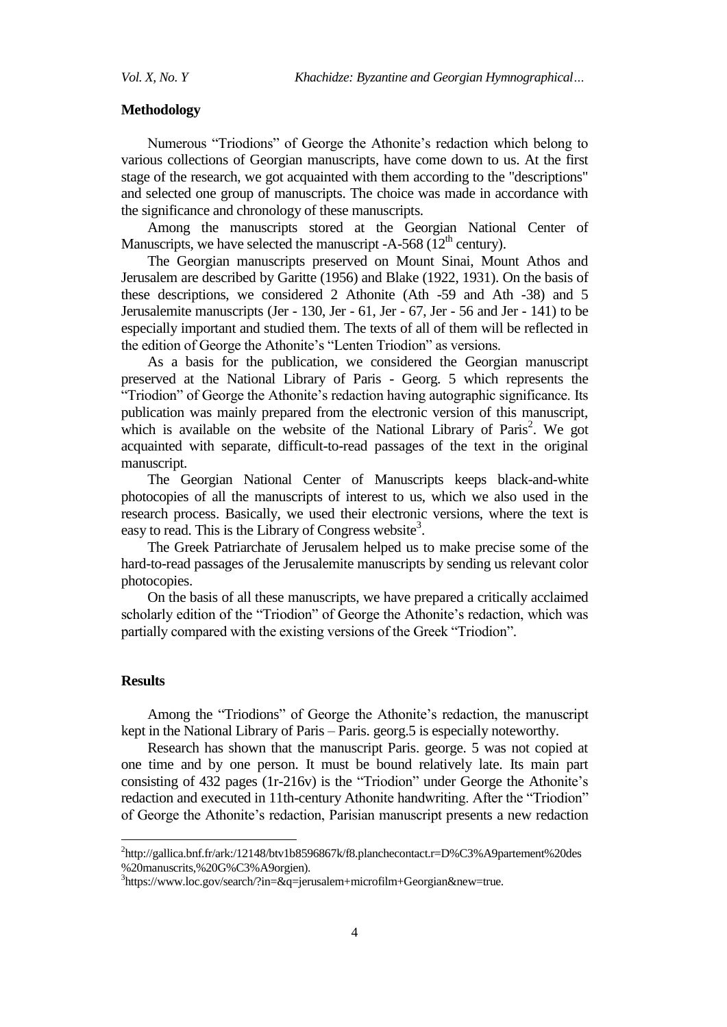## Methodology

Numerous "Triodions" of George the Athonite's redaction which belong to various collections of Georgian manuscripts, have come down to us. At the first stage of the research, we got acquainted with them according to the "descriptions" and selected one group of manuscripts. The choice was made in accordance with the significance and chronology of these manuscripts.

Among the manuscripts stored at the Georgian National Center of Manuscripts, we have selected the manuscript -A-568 (12th century).

The Georgian manuscripts preserved on Mount Sinai, Mount Athos and Jerusalem are described by Garitte (1956) and Blake (1922, 1931). On the basis of these descriptions, we considered 2 Athonite (Ath -59 and Ath -38) and 5 Jerusalemite manuscripts (Jer - 130, Jer - 61, Jer - 67, Jer - 56 and Jer - 141) to be especially important and studied them. The texts of all of them will be reflected in the edition of George the Athonite's "Lenten Triodion" as versions.

As a basis for the publication, we considered the Georgian manuscript preserved at the National Library of Paris - Georg. 5 which represents the "Triodion" of George the Athonite's redaction having autographic significance. Its publication was mainly prepared from the electronic version of this manuscript, which is available on the website of the National Library of Paris[2]. We got acquainted with separate, difficult-to-read passages of the text in the original manuscript.

The Georgian National Center of Manuscripts keeps black-and-white photocopies of all the manuscripts of interest to us, which we also used in the research process. Basically, we used their electronic versions, where the text is easy to read. This is the Library of Congress website[3].

The Greek Patriarchate of Jerusalem helped us to make precise some of the hard-to-read passages of the Jerusalemite manuscripts by sending us relevant color photocopies.

On the basis of all these manuscripts, we have prepared a critically acclaimed scholarly edition of the "Triodion" of George the Athonite's redaction, which was partially compared with the existing versions of the Greek "Triodion".

## Results

Among the "Triodions" of George the Athonite's redaction, the manuscript kept in the National Library of Paris – Paris. georg.5 is especially noteworthy.

Research has shown that the manuscript Paris. george. 5 was not copied at one time and by one person. It must be bound relatively late. Its main part consisting of 432 pages (1r-216v) is the "Triodion" under George the Athonite's redaction and executed in 11th-century Athonite handwriting. After the "Triodion" of George the Athonite's redaction, Parisian manuscript presents a new redaction

---

[2] http://gallica.bnf.fr/ark:/12148/btv1b8596867k/f8.planchecontact.r=D%C3%A9partement%20des%20manuscrits,%20G%C3%A9orgien).

[3] https://www.loc.gov/search/?in=&q=jerusalem+microfilm+Georgian&new=true.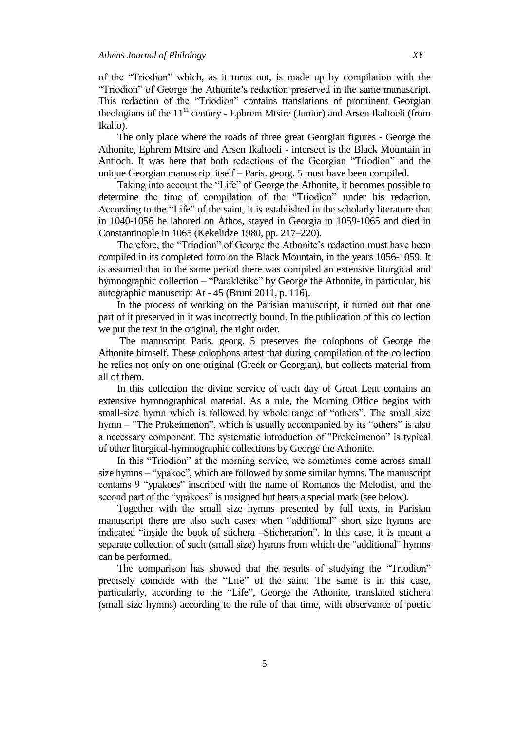of the "Triodion" which, as it turns out, is made up by compilation with the "Triodion" of George the Athonite's redaction preserved in the same manuscript. This redaction of the "Triodion" contains translations of prominent Georgian theologians of the 11th century - Ephrem Mtsire (Junior) and Arsen Ikaltoeli (from Ikalto).

The only place where the roads of three great Georgian figures - George the Athonite, Ephrem Mtsire and Arsen Ikaltoeli - intersect is the Black Mountain in Antioch. It was here that both redactions of the Georgian "Triodion" and the unique Georgian manuscript itself – Paris. georg. 5 must have been compiled.

Taking into account the "Life" of George the Athonite, it becomes possible to determine the time of compilation of the "Triodion" under his redaction. According to the "Life" of the saint, it is established in the scholarly literature that in 1040-1056 he labored on Athos, stayed in Georgia in 1059-1065 and died in Constantinople in 1065 (Kekelidze 1980, pp. 217–220).

Therefore, the "Triodion" of George the Athonite's redaction must have been compiled in its completed form on the Black Mountain, in the years 1056-1059. It is assumed that in the same period there was compiled an extensive liturgical and hymnographic collection – "Parakletike" by George the Athonite, in particular, his autographic manuscript At - 45 (Bruni 2011, p. 116).

In the process of working on the Parisian manuscript, it turned out that one part of it preserved in it was incorrectly bound. In the publication of this collection we put the text in the original, the right order.

The manuscript Paris. georg. 5 preserves the colophons of George the Athonite himself. These colophons attest that during compilation of the collection he relies not only on one original (Greek or Georgian), but collects material from all of them.

In this collection the divine service of each day of Great Lent contains an extensive hymnographical material. As a rule, the Morning Office begins with small-size hymn which is followed by whole range of "others". The small size hymn – "The Prokeimenon", which is usually accompanied by its "others" is also a necessary component. The systematic introduction of "Prokeimenon" is typical of other liturgical-hymnographic collections by George the Athonite.

In this "Triodion" at the morning service, we sometimes come across small size hymns – "ypakoe", which are followed by some similar hymns. The manuscript contains 9 "ypakoes" inscribed with the name of Romanos the Melodist, and the second part of the "ypakoes" is unsigned but bears a special mark (see below).

Together with the small size hymns presented by full texts, in Parisian manuscript there are also such cases when "additional" short size hymns are indicated "inside the book of stichera –Sticherarion". In this case, it is meant a separate collection of such (small size) hymns from which the "additional" hymns can be performed.

The comparison has showed that the results of studying the "Triodion" precisely coincide with the "Life" of the saint. The same is in this case, particularly, according to the "Life", George the Athonite, translated stichera (small size hymns) according to the rule of that time, with observance of poetic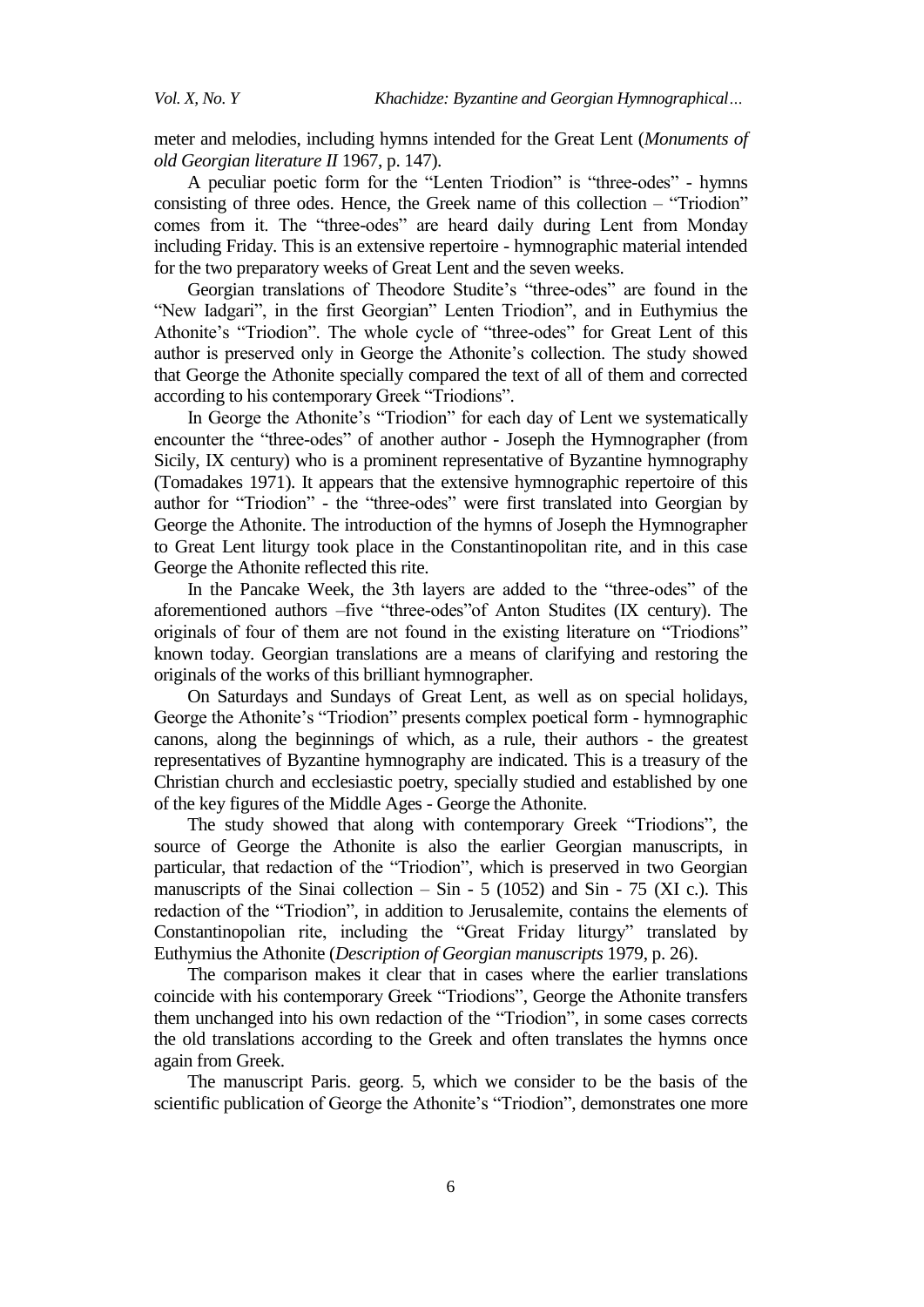meter and melodies, including hymns intended for the Great Lent (*Monuments of old Georgian literature II* 1967, p. 147).

A peculiar poetic form for the "Lenten Triodion" is "three-odes" - hymns consisting of three odes. Hence, the Greek name of this collection – "Triodion" comes from it. The "three-odes" are heard daily during Lent from Monday including Friday. This is an extensive repertoire - hymnographic material intended for the two preparatory weeks of Great Lent and the seven weeks.

Georgian translations of Theodore Studite's "three-odes" are found in the "New Iadgari", in the first Georgian" Lenten Triodion", and in Euthymius the Athonite's "Triodion". The whole cycle of "three-odes" for Great Lent of this author is preserved only in George the Athonite's collection. The study showed that George the Athonite specially compared the text of all of them and corrected according to his contemporary Greek "Triodions".

In George the Athonite's "Triodion" for each day of Lent we systematically encounter the "three-odes" of another author - Joseph the Hymnographer (from Sicily, IX century) who is a prominent representative of Byzantine hymnography (Tomadakes 1971). It appears that the extensive hymnographic repertoire of this author for "Triodion" - the "three-odes" were first translated into Georgian by George the Athonite. The introduction of the hymns of Joseph the Hymnographer to Great Lent liturgy took place in the Constantinopolitan rite, and in this case George the Athonite reflected this rite.

In the Pancake Week, the 3th layers are added to the "three-odes" of the aforementioned authors –five "three-odes"of Anton Studites (IX century). The originals of four of them are not found in the existing literature on "Triodions" known today. Georgian translations are a means of clarifying and restoring the originals of the works of this brilliant hymnographer.

On Saturdays and Sundays of Great Lent, as well as on special holidays, George the Athonite's "Triodion" presents complex poetical form - hymnographic canons, along the beginnings of which, as a rule, their authors - the greatest representatives of Byzantine hymnography are indicated. This is a treasury of the Christian church and ecclesiastic poetry, specially studied and established by one of the key figures of the Middle Ages - George the Athonite.

The study showed that along with contemporary Greek "Triodions", the source of George the Athonite is also the earlier Georgian manuscripts, in particular, that redaction of the "Triodion", which is preserved in two Georgian manuscripts of the Sinai collection – Sin - 5 (1052) and Sin - 75 (XI c.). This redaction of the "Triodion", in addition to Jerusalemite, contains the elements of Constantinopolian rite, including the "Great Friday liturgy" translated by Euthymius the Athonite (*Description of Georgian manuscripts* 1979, p. 26).

The comparison makes it clear that in cases where the earlier translations coincide with his contemporary Greek "Triodions", George the Athonite transfers them unchanged into his own redaction of the "Triodion", in some cases corrects the old translations according to the Greek and often translates the hymns once again from Greek.

The manuscript Paris. georg. 5, which we consider to be the basis of the scientific publication of George the Athonite's "Triodion", demonstrates one more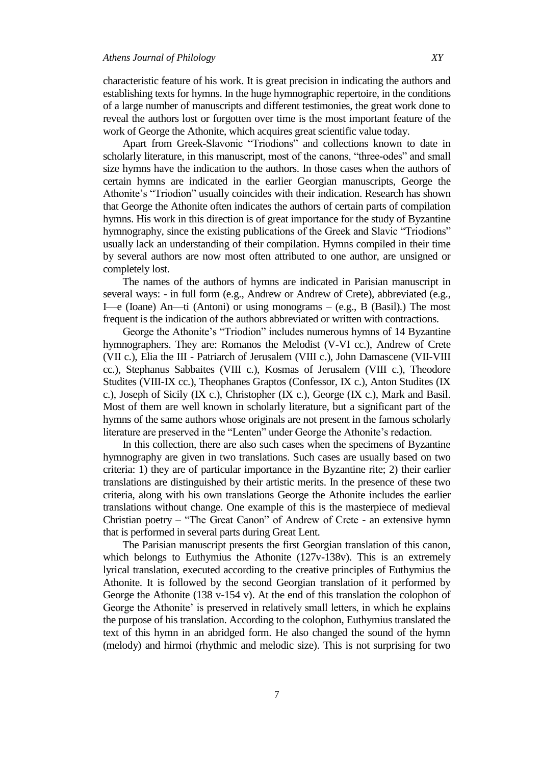characteristic feature of his work. It is great precision in indicating the authors and establishing texts for hymns. In the huge hymnographic repertoire, in the conditions of a large number of manuscripts and different testimonies, the great work done to reveal the authors lost or forgotten over time is the most important feature of the work of George the Athonite, which acquires great scientific value today.

Apart from Greek-Slavonic "Triodions" and collections known to date in scholarly literature, in this manuscript, most of the canons, "three-odes" and small size hymns have the indication to the authors. In those cases when the authors of certain hymns are indicated in the earlier Georgian manuscripts, George the Athonite's "Triodion" usually coincides with their indication. Research has shown that George the Athonite often indicates the authors of certain parts of compilation hymns. His work in this direction is of great importance for the study of Byzantine hymnography, since the existing publications of the Greek and Slavic "Triodions" usually lack an understanding of their compilation. Hymns compiled in their time by several authors are now most often attributed to one author, are unsigned or completely lost.

The names of the authors of hymns are indicated in Parisian manuscript in several ways: - in full form (e.g., Andrew or Andrew of Crete), abbreviated (e.g., I—e (Ioane) An—ti (Antoni) or using monograms – (e.g., B (Basil).) The most frequent is the indication of the authors abbreviated or written with contractions.

George the Athonite's "Triodion" includes numerous hymns of 14 Byzantine hymnographers. They are: Romanos the Melodist (V-VI cc.), Andrew of Crete (VII c.), Elia the III - Patriarch of Jerusalem (VIII c.), John Damascene (VII-VIII cc.), Stephanus Sabbaites (VIII c.), Kosmas of Jerusalem (VIII c.), Theodore Studites (VIII-IX cc.), Theophanes Graptos (Confessor, IX c.), Anton Studites (IX c.), Joseph of Sicily (IX c.), Christopher (IX c.), George (IX c.), Mark and Basil. Most of them are well known in scholarly literature, but a significant part of the hymns of the same authors whose originals are not present in the famous scholarly literature are preserved in the "Lenten" under George the Athonite's redaction.

In this collection, there are also such cases when the specimens of Byzantine hymnography are given in two translations. Such cases are usually based on two criteria: 1) they are of particular importance in the Byzantine rite; 2) their earlier translations are distinguished by their artistic merits. In the presence of these two criteria, along with his own translations George the Athonite includes the earlier translations without change. One example of this is the masterpiece of medieval Christian poetry – "The Great Canon" of Andrew of Crete - an extensive hymn that is performed in several parts during Great Lent.

The Parisian manuscript presents the first Georgian translation of this canon, which belongs to Euthymius the Athonite (127v-138v). This is an extremely lyrical translation, executed according to the creative principles of Euthymius the Athonite. It is followed by the second Georgian translation of it performed by George the Athonite (138 v-154 v). At the end of this translation the colophon of George the Athonite' is preserved in relatively small letters, in which he explains the purpose of his translation. According to the colophon, Euthymius translated the text of this hymn in an abridged form. He also changed the sound of the hymn (melody) and hirmoi (rhythmic and melodic size). This is not surprising for two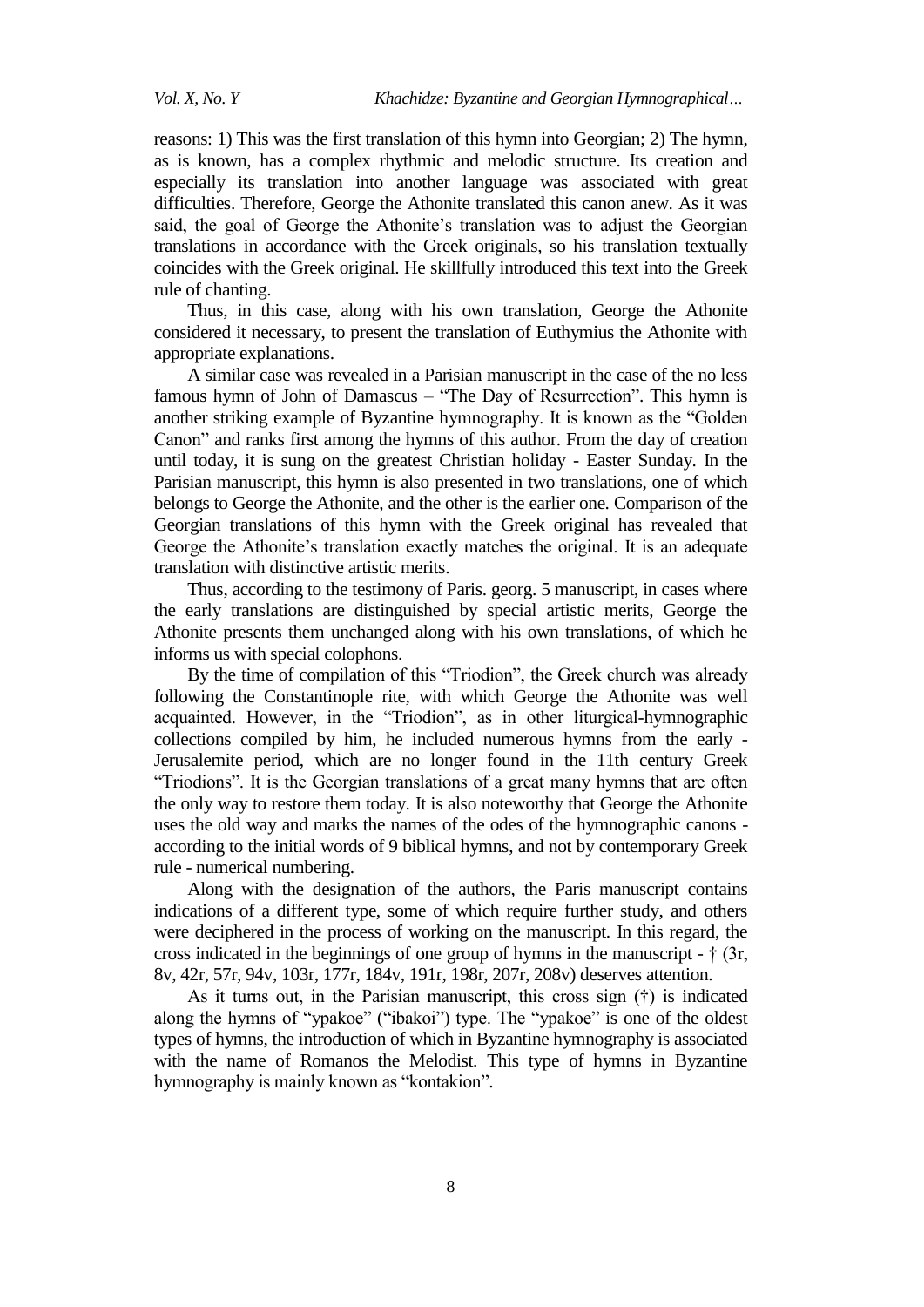reasons: 1) This was the first translation of this hymn into Georgian; 2) The hymn, as is known, has a complex rhythmic and melodic structure. Its creation and especially its translation into another language was associated with great difficulties. Therefore, George the Athonite translated this canon anew. As it was said, the goal of George the Athonite's translation was to adjust the Georgian translations in accordance with the Greek originals, so his translation textually coincides with the Greek original. He skillfully introduced this text into the Greek rule of chanting.

Thus, in this case, along with his own translation, George the Athonite considered it necessary, to present the translation of Euthymius the Athonite with appropriate explanations.

A similar case was revealed in a Parisian manuscript in the case of the no less famous hymn of John of Damascus – "The Day of Resurrection". This hymn is another striking example of Byzantine hymnography. It is known as the "Golden Canon" and ranks first among the hymns of this author. From the day of creation until today, it is sung on the greatest Christian holiday - Easter Sunday. In the Parisian manuscript, this hymn is also presented in two translations, one of which belongs to George the Athonite, and the other is the earlier one. Comparison of the Georgian translations of this hymn with the Greek original has revealed that George the Athonite's translation exactly matches the original. It is an adequate translation with distinctive artistic merits.

Thus, according to the testimony of Paris. georg. 5 manuscript, in cases where the early translations are distinguished by special artistic merits, George the Athonite presents them unchanged along with his own translations, of which he informs us with special colophons.

By the time of compilation of this "Triodion", the Greek church was already following the Constantinople rite, with which George the Athonite was well acquainted. However, in the "Triodion", as in other liturgical-hymnographic collections compiled by him, he included numerous hymns from the early - Jerusalemite period, which are no longer found in the 11th century Greek "Triodions". It is the Georgian translations of a great many hymns that are often the only way to restore them today. It is also noteworthy that George the Athonite uses the old way and marks the names of the odes of the hymnographic canons - according to the initial words of 9 biblical hymns, and not by contemporary Greek rule - numerical numbering.

Along with the designation of the authors, the Paris manuscript contains indications of a different type, some of which require further study, and others were deciphered in the process of working on the manuscript. In this regard, the cross indicated in the beginnings of one group of hymns in the manuscript - † (3r, 8v, 42r, 57r, 94v, 103r, 177r, 184v, 191r, 198r, 207r, 208v) deserves attention.

As it turns out, in the Parisian manuscript, this cross sign (†) is indicated along the hymns of "ypakoe" ("ibakoi") type. The "ypakoe" is one of the oldest types of hymns, the introduction of which in Byzantine hymnography is associated with the name of Romanos the Melodist. This type of hymns in Byzantine hymnography is mainly known as "kontakion".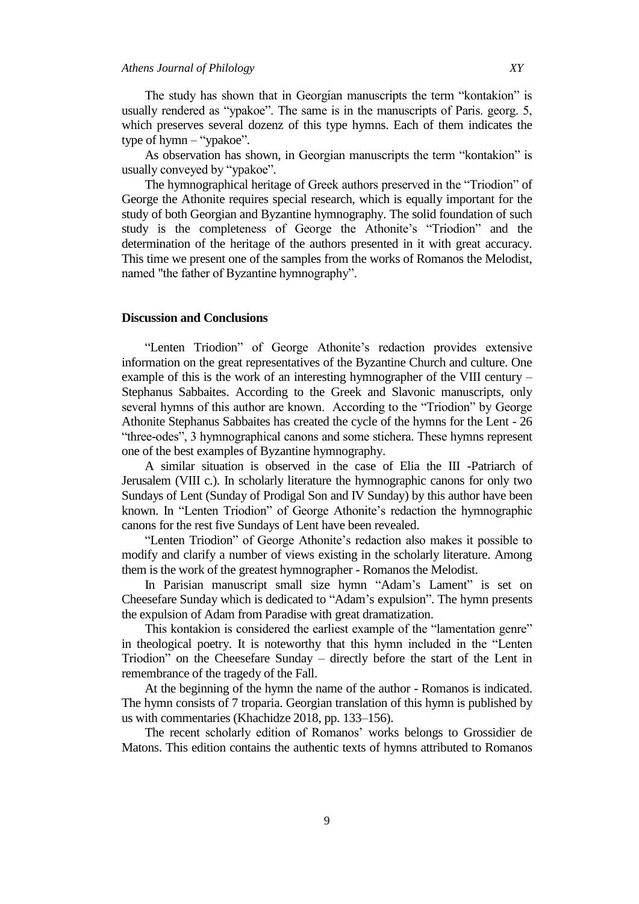The study has shown that in Georgian manuscripts the term "kontakion" is usually rendered as "ypakoe". The same is in the manuscripts of Paris. georg. 5, which preserves several dozenz of this type hymns. Each of them indicates the type of hymn – "ypakoe".

As observation has shown, in Georgian manuscripts the term "kontakion" is usually conveyed by "ypakoe".

The hymnographical heritage of Greek authors preserved in the "Triodion" of George the Athonite requires special research, which is equally important for the study of both Georgian and Byzantine hymnography. The solid foundation of such study is the completeness of George the Athonite's "Triodion" and the determination of the heritage of the authors presented in it with great accuracy. This time we present one of the samples from the works of Romanos the Melodist, named "the father of Byzantine hymnography".

## Discussion and Conclusions

"Lenten Triodion" of George Athonite's redaction provides extensive information on the great representatives of the Byzantine Church and culture. One example of this is the work of an interesting hymnographer of the VIII century – Stephanus Sabbaites. According to the Greek and Slavonic manuscripts, only several hymns of this author are known. According to the "Triodion" by George Athonite Stephanus Sabbaites has created the cycle of the hymns for the Lent - 26 "three-odes", 3 hymnographical canons and some stichera. These hymns represent one of the best examples of Byzantine hymnography.

A similar situation is observed in the case of Elia the III -Patriarch of Jerusalem (VIII c.). In scholarly literature the hymnographic canons for only two Sundays of Lent (Sunday of Prodigal Son and IV Sunday) by this author have been known. In "Lenten Triodion" of George Athonite's redaction the hymnographic canons for the rest five Sundays of Lent have been revealed.

"Lenten Triodion" of George Athonite's redaction also makes it possible to modify and clarify a number of views existing in the scholarly literature. Among them is the work of the greatest hymnographer - Romanos the Melodist.

In Parisian manuscript small size hymn "Adam's Lament" is set on Cheesefare Sunday which is dedicated to "Adam's expulsion". The hymn presents the expulsion of Adam from Paradise with great dramatization.

This kontakion is considered the earliest example of the "lamentation genre" in theological poetry. It is noteworthy that this hymn included in the "Lenten Triodion" on the Cheesefare Sunday – directly before the start of the Lent in remembrance of the tragedy of the Fall.

At the beginning of the hymn the name of the author - Romanos is indicated. The hymn consists of 7 troparia. Georgian translation of this hymn is published by us with commentaries (Khachidze 2018, pp. 133–156).

The recent scholarly edition of Romanos' works belongs to Grossidier de Matons. This edition contains the authentic texts of hymns attributed to Romanos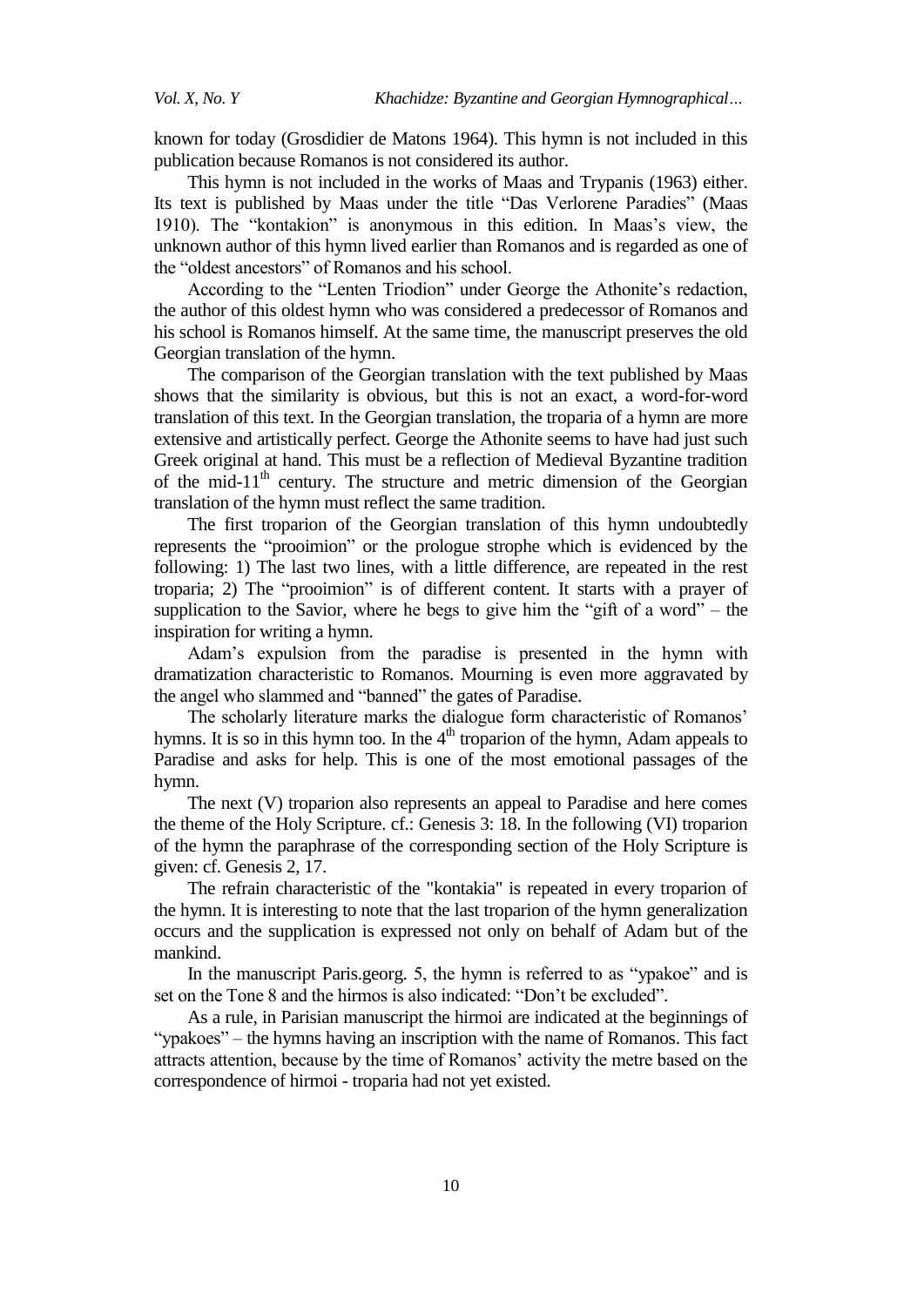known for today (Grosdidier de Matons 1964). This hymn is not included in this publication because Romanos is not considered its author.

This hymn is not included in the works of Maas and Trypanis (1963) either. Its text is published by Maas under the title "Das Verlorene Paradies" (Maas 1910). The "kontakion" is anonymous in this edition. In Maas's view, the unknown author of this hymn lived earlier than Romanos and is regarded as one of the "oldest ancestors" of Romanos and his school.

According to the "Lenten Triodion" under George the Athonite's redaction, the author of this oldest hymn who was considered a predecessor of Romanos and his school is Romanos himself. At the same time, the manuscript preserves the old Georgian translation of the hymn.

The comparison of the Georgian translation with the text published by Maas shows that the similarity is obvious, but this is not an exact, a word-for-word translation of this text. In the Georgian translation, the troparia of a hymn are more extensive and artistically perfect. George the Athonite seems to have had just such Greek original at hand. This must be a reflection of Medieval Byzantine tradition of the mid-11th century. The structure and metric dimension of the Georgian translation of the hymn must reflect the same tradition.

The first troparion of the Georgian translation of this hymn undoubtedly represents the "prooimion" or the prologue strophe which is evidenced by the following: 1) The last two lines, with a little difference, are repeated in the rest troparia; 2) The "prooimion" is of different content. It starts with a prayer of supplication to the Savior, where he begs to give him the "gift of a word" – the inspiration for writing a hymn.

Adam's expulsion from the paradise is presented in the hymn with dramatization characteristic to Romanos. Mourning is even more aggravated by the angel who slammed and "banned" the gates of Paradise.

The scholarly literature marks the dialogue form characteristic of Romanos' hymns. It is so in this hymn too. In the 4th troparion of the hymn, Adam appeals to Paradise and asks for help. This is one of the most emotional passages of the hymn.

The next (V) troparion also represents an appeal to Paradise and here comes the theme of the Holy Scripture. cf.: Genesis 3: 18. In the following (VI) troparion of the hymn the paraphrase of the corresponding section of the Holy Scripture is given: cf. Genesis 2, 17.

The refrain characteristic of the "kontakia" is repeated in every troparion of the hymn. It is interesting to note that the last troparion of the hymn generalization occurs and the supplication is expressed not only on behalf of Adam but of the mankind.

In the manuscript Paris.georg. 5, the hymn is referred to as "ypakoe" and is set on the Tone 8 and the hirmos is also indicated: "Don't be excluded".

As a rule, in Parisian manuscript the hirmoi are indicated at the beginnings of "ypakoes" – the hymns having an inscription with the name of Romanos. This fact attracts attention, because by the time of Romanos' activity the metre based on the correspondence of hirmoi - troparia had not yet existed.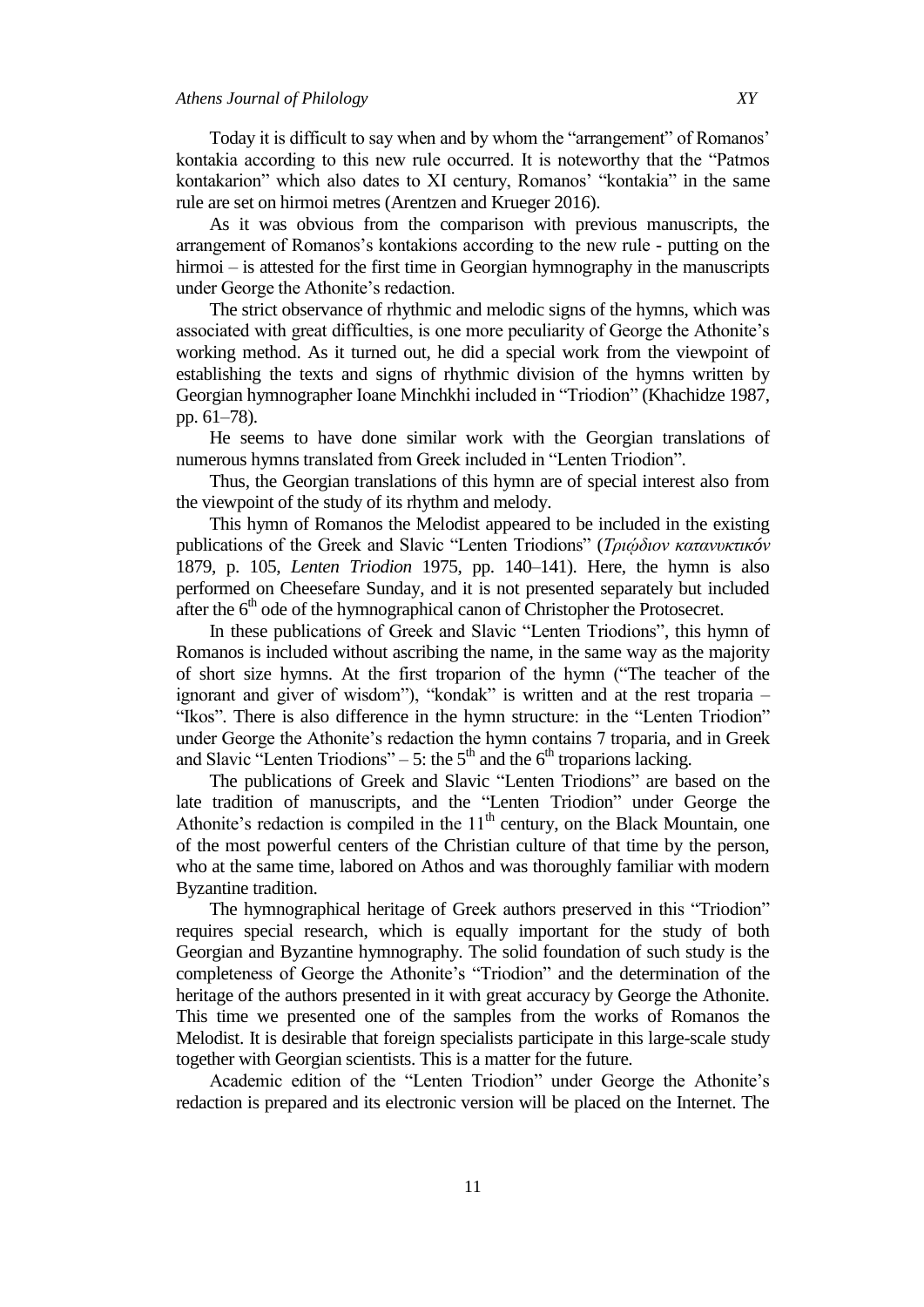Today it is difficult to say when and by whom the "arrangement" of Romanos' kontakia according to this new rule occurred. It is noteworthy that the "Patmos kontakarion" which also dates to XI century, Romanos' "kontakia" in the same rule are set on hirmoi metres (Arentzen and Krueger 2016).

As it was obvious from the comparison with previous manuscripts, the arrangement of Romanos's kontakions according to the new rule - putting on the hirmoi – is attested for the first time in Georgian hymnography in the manuscripts under George the Athonite's redaction.

The strict observance of rhythmic and melodic signs of the hymns, which was associated with great difficulties, is one more peculiarity of George the Athonite's working method. As it turned out, he did a special work from the viewpoint of establishing the texts and signs of rhythmic division of the hymns written by Georgian hymnographer Ioane Minchkhi included in "Triodion" (Khachidze 1987, pp. 61–78).

He seems to have done similar work with the Georgian translations of numerous hymns translated from Greek included in "Lenten Triodion".

Thus, the Georgian translations of this hymn are of special interest also from the viewpoint of the study of its rhythm and melody.

This hymn of Romanos the Melodist appeared to be included in the existing publications of the Greek and Slavic "Lenten Triodions" (*Τριῴδιον κατανυκτικόν* 1879, p. 105, *Lenten Triodion* 1975, pp. 140–141). Here, the hymn is also performed on Cheesefare Sunday, and it is not presented separately but included after the 6th ode of the hymnographical canon of Christopher the Protosecret.

In these publications of Greek and Slavic "Lenten Triodions", this hymn of Romanos is included without ascribing the name, in the same way as the majority of short size hymns. At the first troparion of the hymn ("The teacher of the ignorant and giver of wisdom"), "kondak" is written and at the rest troparia – "Ikos". There is also difference in the hymn structure: in the "Lenten Triodion" under George the Athonite's redaction the hymn contains 7 troparia, and in Greek and Slavic "Lenten Triodions" – 5: the 5th and the 6th troparions lacking.

The publications of Greek and Slavic "Lenten Triodions" are based on the late tradition of manuscripts, and the "Lenten Triodion" under George the Athonite's redaction is compiled in the 11th century, on the Black Mountain, one of the most powerful centers of the Christian culture of that time by the person, who at the same time, labored on Athos and was thoroughly familiar with modern Byzantine tradition.

The hymnographical heritage of Greek authors preserved in this "Triodion" requires special research, which is equally important for the study of both Georgian and Byzantine hymnography. The solid foundation of such study is the completeness of George the Athonite's "Triodion" and the determination of the heritage of the authors presented in it with great accuracy by George the Athonite. This time we presented one of the samples from the works of Romanos the Melodist. It is desirable that foreign specialists participate in this large-scale study together with Georgian scientists. This is a matter for the future.

Academic edition of the "Lenten Triodion" under George the Athonite's redaction is prepared and its electronic version will be placed on the Internet. The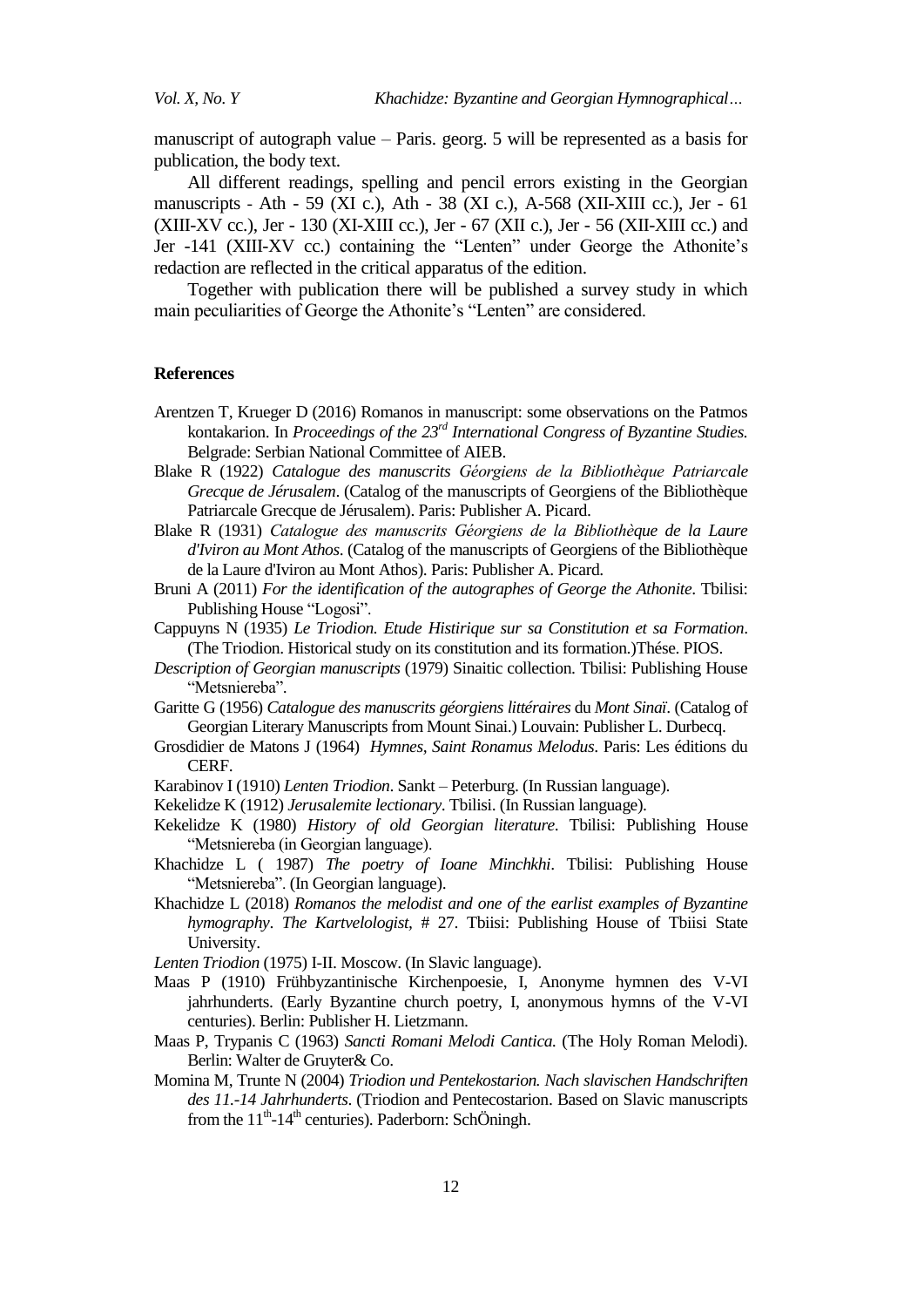manuscript of autograph value – Paris. georg. 5 will be represented as a basis for publication, the body text.

All different readings, spelling and pencil errors existing in the Georgian manuscripts - Ath - 59 (XI c.), Ath - 38 (XI c.), A-568 (XII-XIII cc.), Jer - 61 (XIII-XV cc.), Jer - 130 (XI-XIII cc.), Jer - 67 (XII c.), Jer - 56 (XII-XIII cc.) and Jer -141 (XIII-XV cc.) containing the "Lenten" under George the Athonite's redaction are reflected in the critical apparatus of the edition.

Together with publication there will be published a survey study in which main peculiarities of George the Athonite's "Lenten" are considered.

## References

Arentzen T, Krueger D (2016) Romanos in manuscript: some observations on the Patmos kontakarion. In *Proceedings of the 23rd International Congress of Byzantine Studies.* Belgrade: Serbian National Committee of AIEB.

Blake R (1922) *Catalogue des manuscrits Géorgiens de la Bibliothèque Patriarcale Grecque de Jérusalem*. (Catalog of the manuscripts of Georgiens of the Bibliothèque Patriarcale Grecque de Jérusalem). Paris: Publisher A. Picard.

Blake R (1931) *Catalogue des manuscrits Géorgiens de la Bibliothèque de la Laure d'Iviron au Mont Athos*. (Catalog of the manuscripts of Georgiens of the Bibliothèque de la Laure d'Iviron au Mont Athos). Paris: Publisher A. Picard.

Bruni A (2011) *For the identification of the autographes of George the Athonite*. Tbilisi: Publishing House "Logosi".

Cappuyns N (1935) *Le Triodion. Etude Histirique sur sa Constitution et sa Formation*. (The Triodion. Historical study on its constitution and its formation.)Thése. PIOS.

*Description of Georgian manuscripts* (1979) Sinaitic collection. Tbilisi: Publishing House "Metsniereba".

Garitte G (1956) *Catalogue des manuscrits géorgiens littéraires* du *Mont Sinaï*. (Catalog of Georgian Literary Manuscripts from Mount Sinai.) Louvain: Publisher L. Durbecq.

Grosdidier de Matons J (1964) *Hymnes, Saint Ronamus Melodus*. Paris: Les éditions du CERF.

Karabinov I (1910) *Lenten Triodion*. Sankt – Peterburg. (In Russian language).

Kekelidze K (1912) *Jerusalemite lectionary*. Tbilisi. (In Russian language).

Kekelidze K (1980) *History of old Georgian literature*. Tbilisi: Publishing House "Metsniereba (in Georgian language).

Khachidze L ( 1987) *The poetry of Ioane Minchkhi*. Tbilisi: Publishing House "Metsniereba". (In Georgian language).

Khachidze L (2018) *Romanos the melodist and one of the earlist examples of Byzantine hymography*. *The Kartvelologist*, # 27. Tbiisi: Publishing House of Tbiisi State University.

*Lenten Triodion* (1975) I-II. Moscow. (In Slavic language).

Maas P (1910) Frühbyzantinische Kirchenpoesie, I, Anonyme hymnen des V-VI jahrhunderts. (Early Byzantine church poetry, I, anonymous hymns of the V-VI centuries). Berlin: Publisher H. Lietzmann.

Maas P, Trypanis C (1963) *Sancti Romani Melodi Cantica.* (The Holy Roman Melodi). Berlin: Walter de Gruyter& Co.

Momina M, Trunte N (2004) *Triodion und Pentekostarion. Nach slavischen Handschriften des 11.-14 Jahrhunderts*. (Triodion and Pentecostarion. Based on Slavic manuscripts from the 11th-14th centuries). Paderborn: SchÖningh.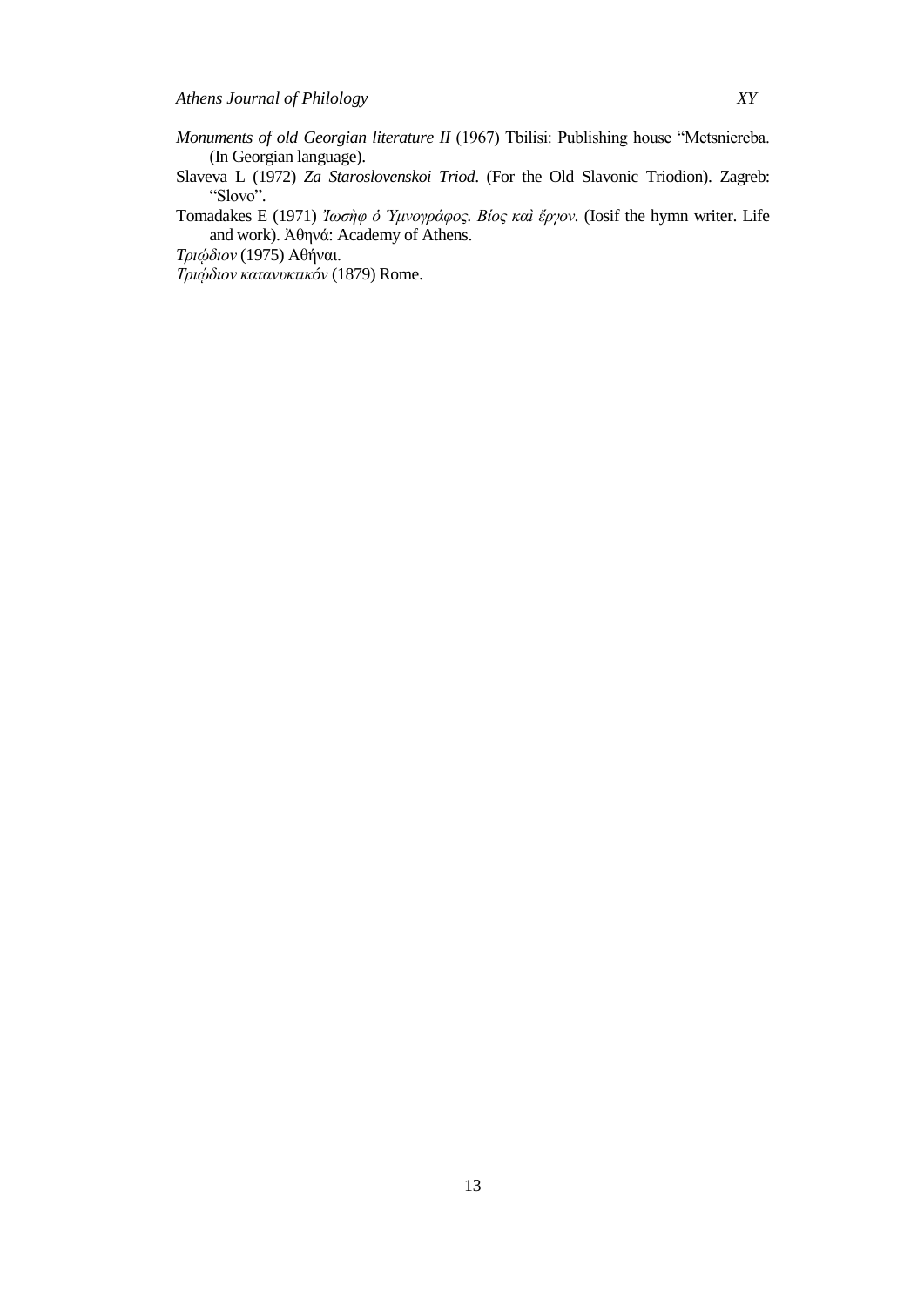*Monuments of old Georgian literature II* (1967) Tbilisi: Publishing house "Metsniereba. (In Georgian language).

Slaveva L (1972) *Za Staroslovenskoi Triod*. (For the Old Slavonic Triodion). Zagreb: "Slovo".

Tomadakes E (1971) *Ἰωσὴφ ὁ Ὑμνογράφος*. *Βίος καὶ ἔργον*. (Iosif the hymn writer. Life and work). Ἀθηνά: Academy of Athens.

*Τριῴδιον* (1975) Αθήναι.

*Τριῴδιον κατανυκτικόν* (1879) Rome.